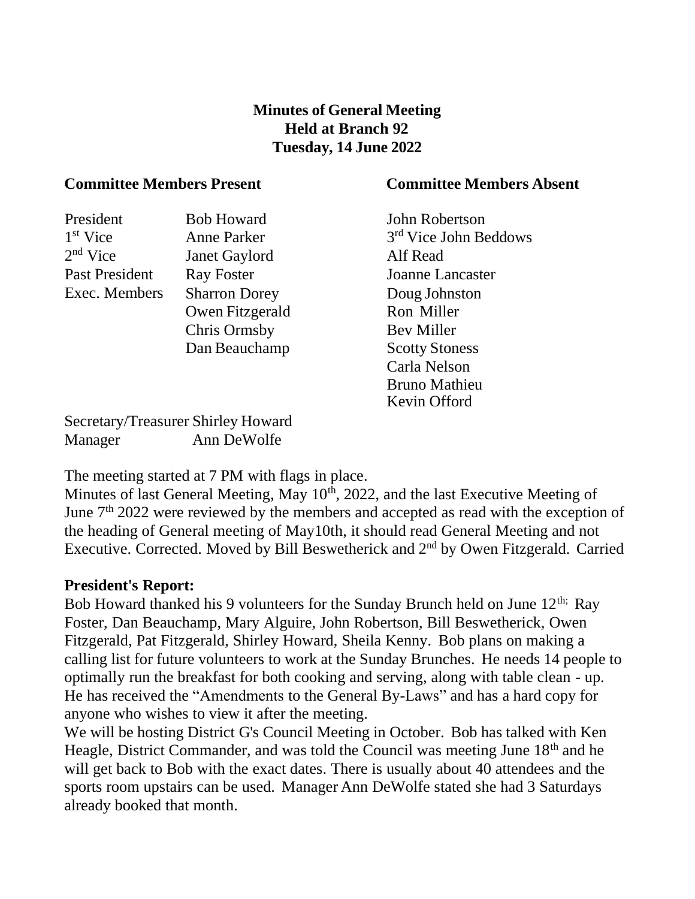**Minutes of General Meeting**
**Held at Branch 92**
**Tuesday, 14 June 2022**

| **Committee Members Present** | | **Committee Members Absent** |
|---|---|---|
| President | Bob Howard | John Robertson |
| 1st Vice | Anne Parker | 3rd Vice John Beddows |
| 2nd Vice | Janet Gaylord | Alf Read |
| Past President | Ray Foster | Joanne Lancaster |
| Exec. Members | Sharron Dorey | Doug Johnston |
| | Owen Fitzgerald | Ron Miller |
| | Chris Ormsby | Bev Miller |
| | Dan Beauchamp | Scotty Stoness |
| | | Carla Nelson |
| | | Bruno Mathieu |
| | | Kevin Offord |

Secretary/Treasurer Shirley Howard
Manager Ann DeWolfe

The meeting started at 7 PM with flags in place.
Minutes of last General Meeting, May 10th, 2022, and the last Executive Meeting of June 7th 2022 were reviewed by the members and accepted as read with the exception of the heading of General meeting of May10th, it should read General Meeting and not Executive. Corrected. Moved by Bill Beswetherick and 2nd by Owen Fitzgerald. Carried

**President's Report:**
Bob Howard thanked his 9 volunteers for the Sunday Brunch held on June 12th; Ray Foster, Dan Beauchamp, Mary Alguire, John Robertson, Bill Beswetherick, Owen Fitzgerald, Pat Fitzgerald, Shirley Howard, Sheila Kenny. Bob plans on making a calling list for future volunteers to work at the Sunday Brunches. He needs 14 people to optimally run the breakfast for both cooking and serving, along with table clean - up. He has received the "Amendments to the General By-Laws" and has a hard copy for anyone who wishes to view it after the meeting.
We will be hosting District G's Council Meeting in October. Bob has talked with Ken Heagle, District Commander, and was told the Council was meeting June 18th and he will get back to Bob with the exact dates. There is usually about 40 attendees and the sports room upstairs can be used. Manager Ann DeWolfe stated she had 3 Saturdays already booked that month.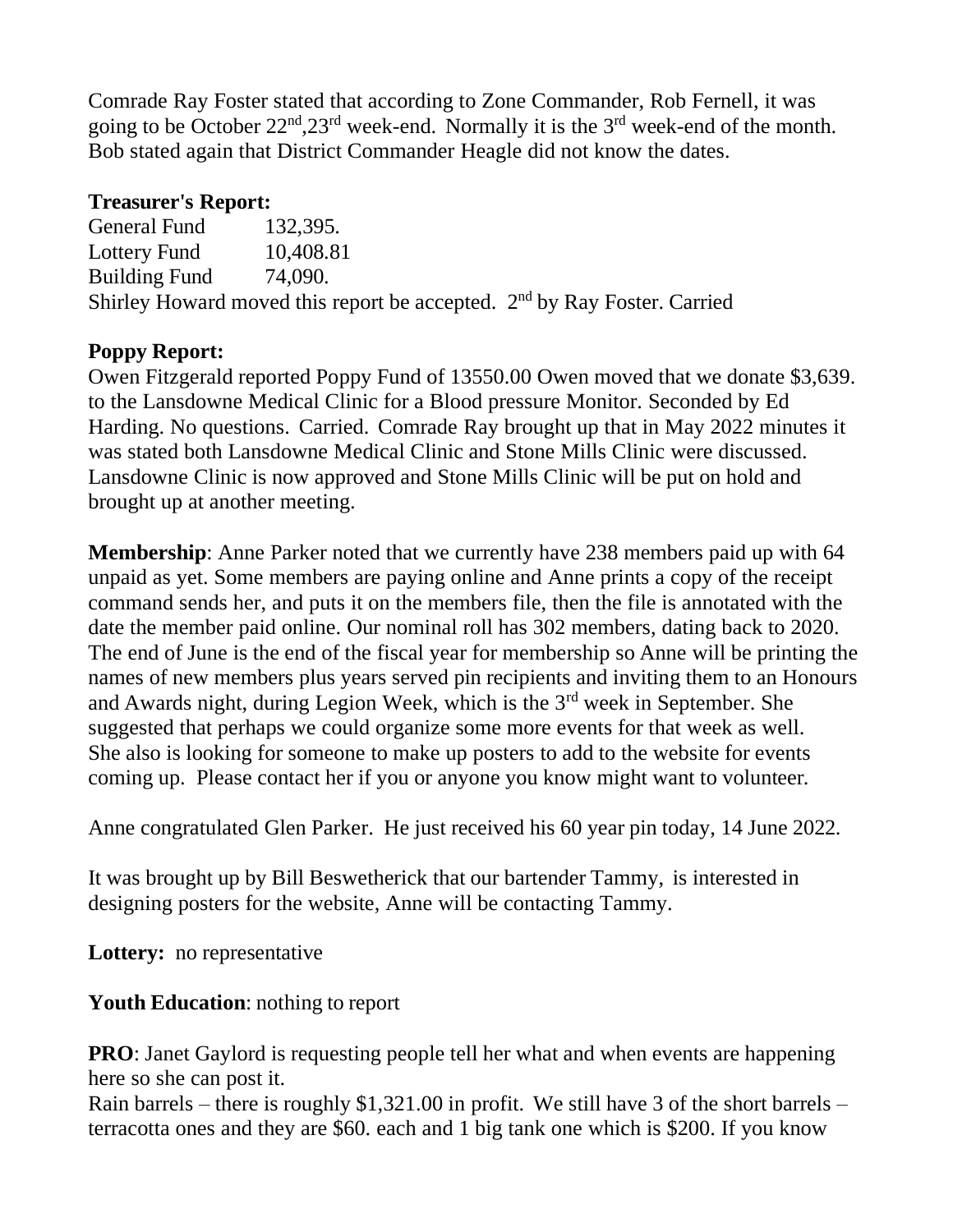Comrade Ray Foster stated that according to Zone Commander, Rob Fernell, it was going to be October 22nd,23rd week-end. Normally it is the 3rd week-end of the month. Bob stated again that District Commander Heagle did not know the dates.

**Treasurer's Report:**

| | |
|---|---|
| General Fund | 132,395. |
| Lottery Fund | 10,408.81 |
| Building Fund | 74,090. |

Shirley Howard moved this report be accepted. 2nd by Ray Foster. Carried

**Poppy Report:**

Owen Fitzgerald reported Poppy Fund of 13550.00 Owen moved that we donate $3,639. to the Lansdowne Medical Clinic for a Blood pressure Monitor. Seconded by Ed Harding. No questions. Carried. Comrade Ray brought up that in May 2022 minutes it was stated both Lansdowne Medical Clinic and Stone Mills Clinic were discussed. Lansdowne Clinic is now approved and Stone Mills Clinic will be put on hold and brought up at another meeting.

**Membership**: Anne Parker noted that we currently have 238 members paid up with 64 unpaid as yet. Some members are paying online and Anne prints a copy of the receipt command sends her, and puts it on the members file, then the file is annotated with the date the member paid online. Our nominal roll has 302 members, dating back to 2020. The end of June is the end of the fiscal year for membership so Anne will be printing the names of new members plus years served pin recipients and inviting them to an Honours and Awards night, during Legion Week, which is the 3rd week in September. She suggested that perhaps we could organize some more events for that week as well. She also is looking for someone to make up posters to add to the website for events coming up. Please contact her if you or anyone you know might want to volunteer.

Anne congratulated Glen Parker. He just received his 60 year pin today, 14 June 2022.

It was brought up by Bill Beswetherick that our bartender Tammy, is interested in designing posters for the website, Anne will be contacting Tammy.

**Lottery:** no representative

**Youth Education**: nothing to report

**PRO**: Janet Gaylord is requesting people tell her what and when events are happening here so she can post it.

Rain barrels – there is roughly $1,321.00 in profit. We still have 3 of the short barrels – terracotta ones and they are $60. each and 1 big tank one which is $200. If you know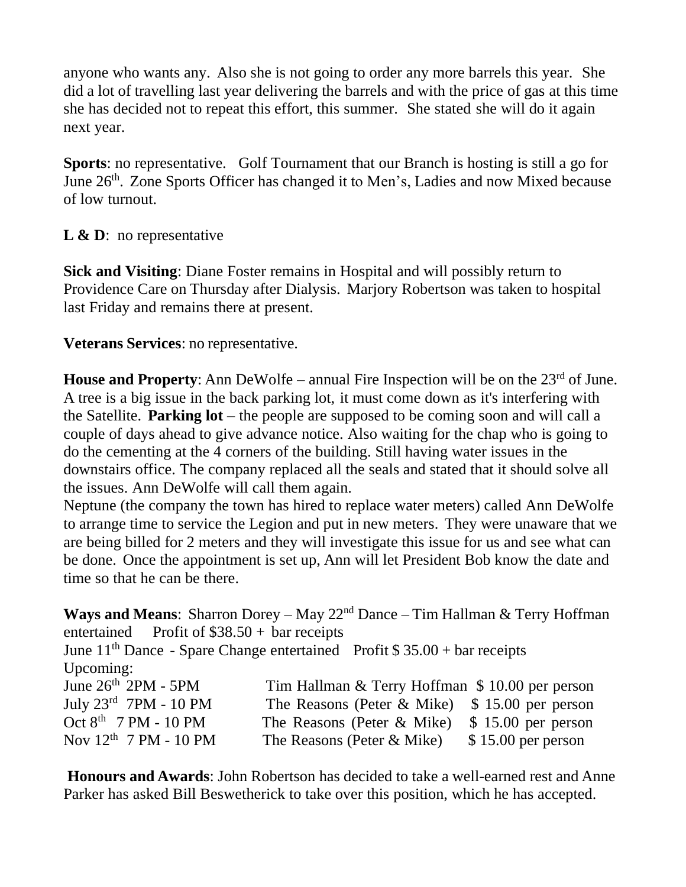anyone who wants any. Also she is not going to order any more barrels this year. She did a lot of travelling last year delivering the barrels and with the price of gas at this time she has decided not to repeat this effort, this summer. She stated she will do it again next year.

**Sports**: no representative. Golf Tournament that our Branch is hosting is still a go for June 26th. Zone Sports Officer has changed it to Men's, Ladies and now Mixed because of low turnout.

**L & D**: no representative

**Sick and Visiting**: Diane Foster remains in Hospital and will possibly return to Providence Care on Thursday after Dialysis. Marjory Robertson was taken to hospital last Friday and remains there at present.

**Veterans Services**: no representative.

**House and Property**: Ann DeWolfe – annual Fire Inspection will be on the 23rd of June. A tree is a big issue in the back parking lot, it must come down as it's interfering with the Satellite. **Parking lot** – the people are supposed to be coming soon and will call a couple of days ahead to give advance notice. Also waiting for the chap who is going to do the cementing at the 4 corners of the building. Still having water issues in the downstairs office. The company replaced all the seals and stated that it should solve all the issues. Ann DeWolfe will call them again.
Neptune (the company the town has hired to replace water meters) called Ann DeWolfe to arrange time to service the Legion and put in new meters. They were unaware that we are being billed for 2 meters and they will investigate this issue for us and see what can be done. Once the appointment is set up, Ann will let President Bob know the date and time so that he can be there.

**Ways and Means**: Sharron Dorey – May 22nd Dance – Tim Hallman & Terry Hoffman entertained Profit of $38.50 + bar receipts
June 11th Dance - Spare Change entertained Profit $ 35.00 + bar receipts
Upcoming:

| | | |
|---|---|---|
| June 26th 2PM - 5PM | Tim Hallman & Terry Hoffman | $ 10.00 per person |
| July 23rd 7PM - 10 PM | The Reasons (Peter & Mike) | $ 15.00 per person |
| Oct 8th 7 PM - 10 PM | The Reasons (Peter & Mike) | $ 15.00 per person |
| Nov 12th 7 PM - 10 PM | The Reasons (Peter & Mike) | $ 15.00 per person |

**Honours and Awards**: John Robertson has decided to take a well-earned rest and Anne Parker has asked Bill Beswetherick to take over this position, which he has accepted.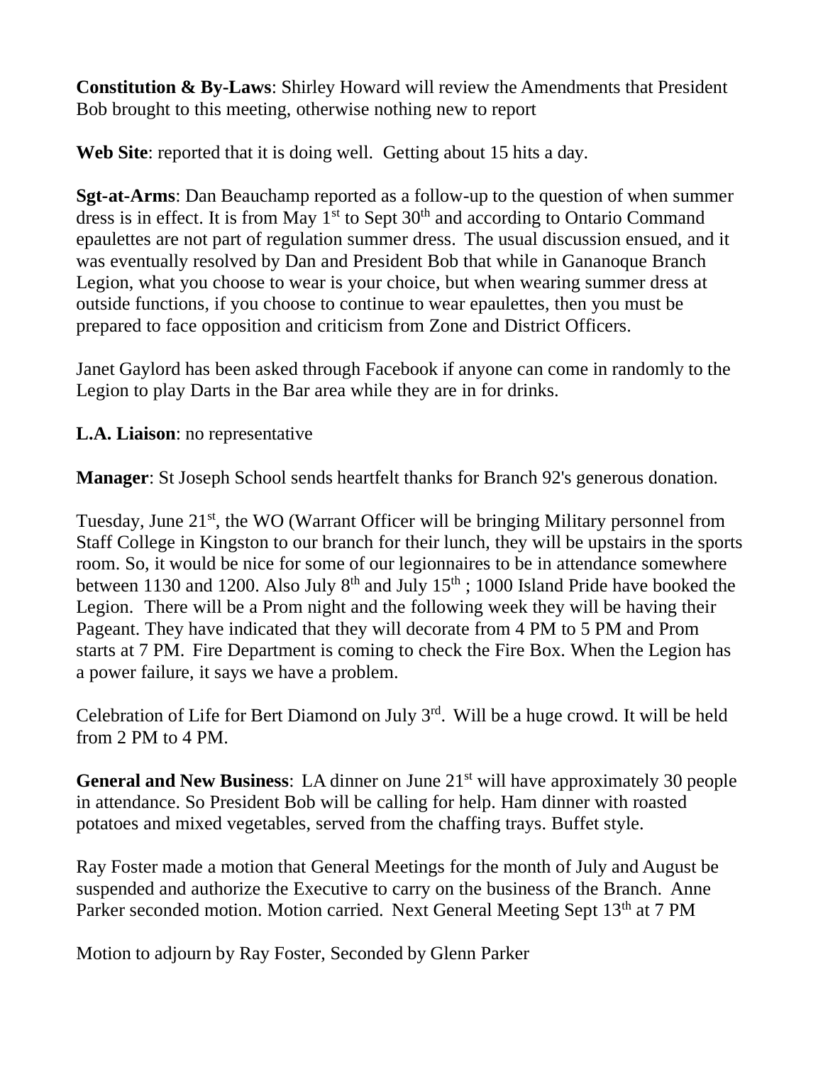**Constitution & By-Laws**: Shirley Howard will review the Amendments that President Bob brought to this meeting, otherwise nothing new to report

**Web Site**: reported that it is doing well. Getting about 15 hits a day.

**Sgt-at-Arms**: Dan Beauchamp reported as a follow-up to the question of when summer dress is in effect. It is from May 1st to Sept 30th and according to Ontario Command epaulettes are not part of regulation summer dress. The usual discussion ensued, and it was eventually resolved by Dan and President Bob that while in Gananoque Branch Legion, what you choose to wear is your choice, but when wearing summer dress at outside functions, if you choose to continue to wear epaulettes, then you must be prepared to face opposition and criticism from Zone and District Officers.

Janet Gaylord has been asked through Facebook if anyone can come in randomly to the Legion to play Darts in the Bar area while they are in for drinks.

**L.A. Liaison**: no representative

**Manager**: St Joseph School sends heartfelt thanks for Branch 92's generous donation.

Tuesday, June 21st, the WO (Warrant Officer will be bringing Military personnel from Staff College in Kingston to our branch for their lunch, they will be upstairs in the sports room. So, it would be nice for some of our legionnaires to be in attendance somewhere between 1130 and 1200. Also July 8th and July 15th ; 1000 Island Pride have booked the Legion. There will be a Prom night and the following week they will be having their Pageant. They have indicated that they will decorate from 4 PM to 5 PM and Prom starts at 7 PM. Fire Department is coming to check the Fire Box. When the Legion has a power failure, it says we have a problem.

Celebration of Life for Bert Diamond on July 3rd. Will be a huge crowd. It will be held from 2 PM to 4 PM.

**General and New Business**: LA dinner on June 21st will have approximately 30 people in attendance. So President Bob will be calling for help. Ham dinner with roasted potatoes and mixed vegetables, served from the chaffing trays. Buffet style.

Ray Foster made a motion that General Meetings for the month of July and August be suspended and authorize the Executive to carry on the business of the Branch. Anne Parker seconded motion. Motion carried. Next General Meeting Sept 13th at 7 PM

Motion to adjourn by Ray Foster, Seconded by Glenn Parker